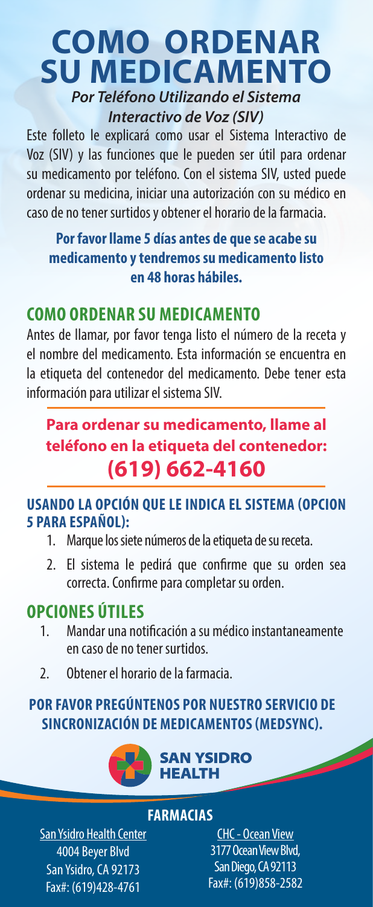# COMO ORDENAR SU MEDICAMENTO

### *Por Teléfono Utilizando el Sistema Interactivo de Voz (SIV)*

Este folleto le explicará como usar el Sistema Interactivo de Voz (SIV) y las funciones que le pueden ser útil para ordenar su medicamento por teléfono. Con el sistema SIV, usted puede ordenar su medicina, iniciar una autorización con su médico en caso de no tener surtidos y obtener el horario de la farmacia.

**Por favor llame 5 días antes de que se acabe su medicamento y tendremos su medicamento listo en 48 horas hábiles.**

## COMO ORDENAR SU MEDICAMENTO

Antes de llamar, por favor tenga listo el número de la receta y el nombre del medicamento. Esta información se encuentra en la etiqueta del contenedor del medicamento. Debe tener esta información para utilizar el sistema SIV.

**Para ordenar su medicamento, llame al teléfono en la etiqueta del contenedor:**

**(619) 662-4160**

### USANDO LA OPCIÓN QUE LE INDICA EL SISTEMA (OPCION 5 PARA ESPAÑOL):

1. Marque los siete números de la etiqueta de su receta.
2. El sistema le pedirá que confirme que su orden sea correcta. Confirme para completar su orden.

## OPCIONES ÚTILES

1. Mandar una notificación a su médico instantaneamente en caso de no tener surtidos.
2. Obtener el horario de la farmacia.

**POR FAVOR PREGÚNTENOS POR NUESTRO SERVICIO DE SINCRONIZACIÓN DE MEDICAMENTOS (MEDSYNC).**

SAN YSIDRO HEALTH

## FARMACIAS

San Ysidro Health Center
4004 Beyer Blvd
San Ysidro, CA 92173
Fax#: (619)428-4761

CHC - Ocean View
3177 Ocean View Blvd,
San Diego, CA 92113
Fax#: (619)858-2582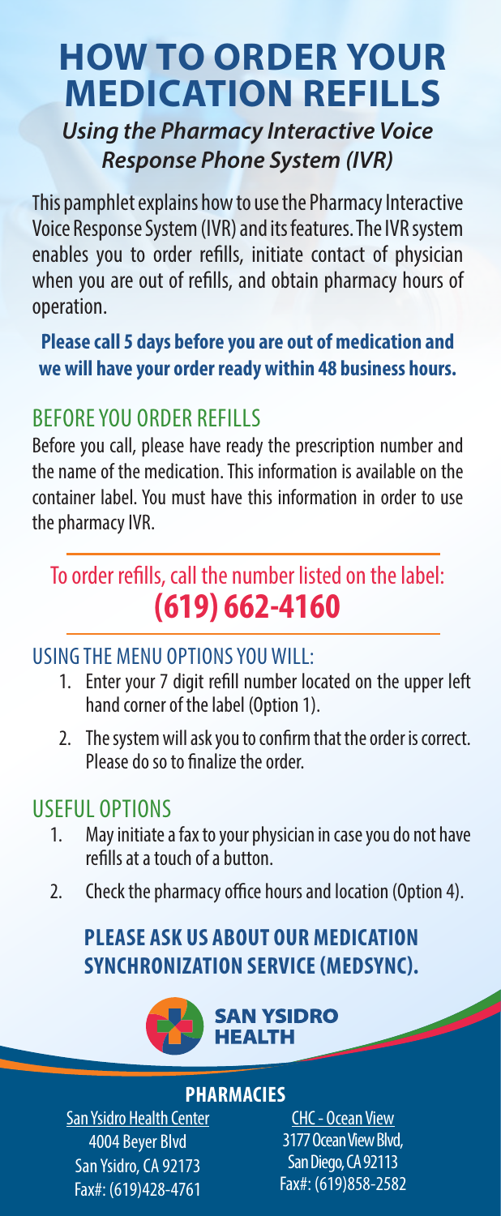# HOW TO ORDER YOUR MEDICATION REFILLS

### *Using the Pharmacy Interactive Voice Response Phone System (IVR)*

This pamphlet explains how to use the Pharmacy Interactive Voice Response System (IVR) and its features. The IVR system enables you to order refills, initiate contact of physician when you are out of refills, and obtain pharmacy hours of operation.

**Please call 5 days before you are out of medication and we will have your order ready within 48 business hours.**

## BEFORE YOU ORDER REFILLS

Before you call, please have ready the prescription number and the name of the medication. This information is available on the container label. You must have this information in order to use the pharmacy IVR.

To order refills, call the number listed on the label:

**(619) 662-4160**

## USING THE MENU OPTIONS YOU WILL:

1. Enter your 7 digit refill number located on the upper left hand corner of the label (Option 1).
2. The system will ask you to confirm that the order is correct. Please do so to finalize the order.

## USEFUL OPTIONS

1. May initiate a fax to your physician in case you do not have refills at a touch of a button.
2. Check the pharmacy office hours and location (Option 4).

**PLEASE ASK US ABOUT OUR MEDICATION SYNCHRONIZATION SERVICE (MEDSYNC).**

SAN YSIDRO HEALTH

**PHARMACIES**

San Ysidro Health Center
4004 Beyer Blvd
San Ysidro, CA 92173
Fax#: (619)428-4761

CHC - Ocean View
3177 Ocean View Blvd,
San Diego, CA 92113
Fax#: (619)858-2582